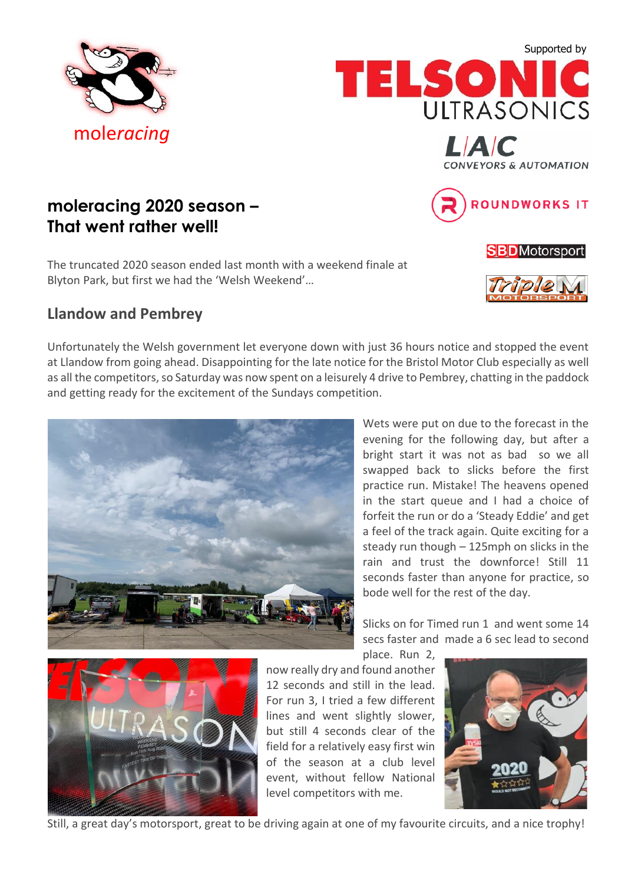moleracing

Supported by

TELSONIC ULTRASONICS

LAC CONVEYORS & AUTOMATION

ROUNDWORKS IT

SBD Motorsport

Triple M MOTORSPORT

# moleracing 2020 season – That went rather well!

The truncated 2020 season ended last month with a weekend finale at Blyton Park, but first we had the 'Welsh Weekend'…

## Llandow and Pembrey

Unfortunately the Welsh government let everyone down with just 36 hours notice and stopped the event at Llandow from going ahead. Disappointing for the late notice for the Bristol Motor Club especially as well as all the competitors, so Saturday was now spent on a leisurely 4 drive to Pembrey, chatting in the paddock and getting ready for the excitement of the Sundays competition.

Wets were put on due to the forecast in the evening for the following day, but after a bright start it was not as bad so we all swapped back to slicks before the first practice run. Mistake! The heavens opened in the start queue and I had a choice of forfeit the run or do a 'Steady Eddie' and get a feel of the track again. Quite exciting for a steady run though – 125mph on slicks in the rain and trust the downforce! Still 11 seconds faster than anyone for practice, so bode well for the rest of the day.

Slicks on for Timed run 1 and went some 14 secs faster and made a 6 sec lead to second place. Run 2, now really dry and found another 12 seconds and still in the lead. For run 3, I tried a few different lines and went slightly slower, but still 4 seconds clear of the field for a relatively easy first win of the season at a club level event, without fellow National level competitors with me.

Still, a great day's motorsport, great to be driving again at one of my favourite circuits, and a nice trophy!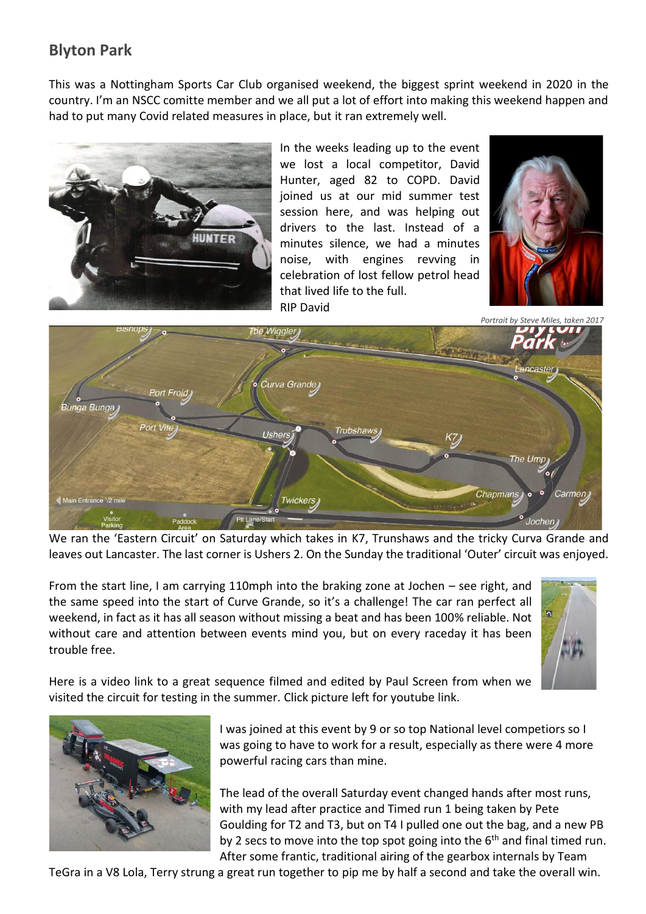## Blyton Park

This was a Nottingham Sports Car Club organised weekend, the biggest sprint weekend in 2020 in the country. I'm an NSCC comitte member and we all put a lot of effort into making this weekend happen and had to put many Covid related measures in place, but it ran extremely well.

In the weeks leading up to the event we lost a local competitor, David Hunter, aged 82 to COPD. David joined us at our mid summer test session here, and was helping out drivers to the last. Instead of a minutes silence, we had a minutes noise, with engines revving in celebration of lost fellow petrol head that lived life to the full.
RIP David

*Portrait by Steve Miles, taken 2017*

We ran the 'Eastern Circuit' on Saturday which takes in K7, Trunshaws and the tricky Curva Grande and leaves out Lancaster. The last corner is Ushers 2. On the Sunday the traditional 'Outer' circuit was enjoyed.

From the start line, I am carrying 110mph into the braking zone at Jochen – see right, and the same speed into the start of Curve Grande, so it's a challenge! The car ran perfect all weekend, in fact as it has all season without missing a beat and has been 100% reliable. Not without care and attention between events mind you, but on every raceday it has been trouble free.

Here is a video link to a great sequence filmed and edited by Paul Screen from when we visited the circuit for testing in the summer. Click picture left for youtube link.

I was joined at this event by 9 or so top National level competiors so I was going to have to work for a result, especially as there were 4 more powerful racing cars than mine.

The lead of the overall Saturday event changed hands after most runs, with my lead after practice and Timed run 1 being taken by Pete Goulding for T2 and T3, but on T4 I pulled one out the bag, and a new PB by 2 secs to move into the top spot going into the 6th and final timed run. After some frantic, traditional airing of the gearbox internals by Team TeGra in a V8 Lola, Terry strung a great run together to pip me by half a second and take the overall win.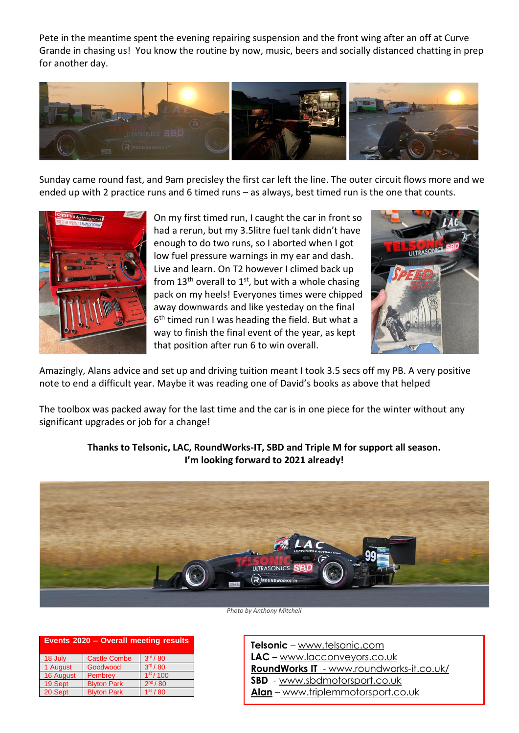Pete in the meantime spent the evening repairing suspension and the front wing after an off at Curve Grande in chasing us! You know the routine by now, music, beers and socially distanced chatting in prep for another day.

Sunday came round fast, and 9am precisley the first car left the line. The outer circuit flows more and we ended up with 2 practice runs and 6 timed runs – as always, best timed run is the one that counts.

On my first timed run, I caught the car in front so had a rerun, but my 3.5litre fuel tank didn't have enough to do two runs, so I aborted when I got low fuel pressure warnings in my ear and dash. Live and learn. On T2 however I climed back up from 13th overall to 1st, but with a whole chasing pack on my heels! Everyones times were chipped away downwards and like yesteday on the final 6th timed run I was heading the field. But what a way to finish the final event of the year, as kept that position after run 6 to win overall.

Amazingly, Alans advice and set up and driving tuition meant I took 3.5 secs off my PB. A very positive note to end a difficult year. Maybe it was reading one of David's books as above that helped

The toolbox was packed away for the last time and the car is in one piece for the winter without any significant upgrades or job for a change!

**Thanks to Telsonic, LAC, RoundWorks-IT, SBD and Triple M for support all season.**
**I'm looking forward to 2021 already!**

*Photo by Anthony Mitchell*

| Events 2020 – Overall meeting results | | |
|---|---|---|
| 18 July | Castle Combe | 3rd / 80 |
| 1 August | Goodwood | 3rd / 80 |
| 16 August | Pembrey | 1st / 100 |
| 19 Sept | Blyton Park | 2nd / 80 |
| 20 Sept | Blyton Park | 1st / 80 |

**Telsonic** – www.telsonic.com
**LAC** – www.lacconveyors.co.uk
**RoundWorks IT** - www.roundworks-it.co.uk/
**SBD** - www.sbdmotorsport.co.uk
**Alan** – www.triplemmotorsport.co.uk